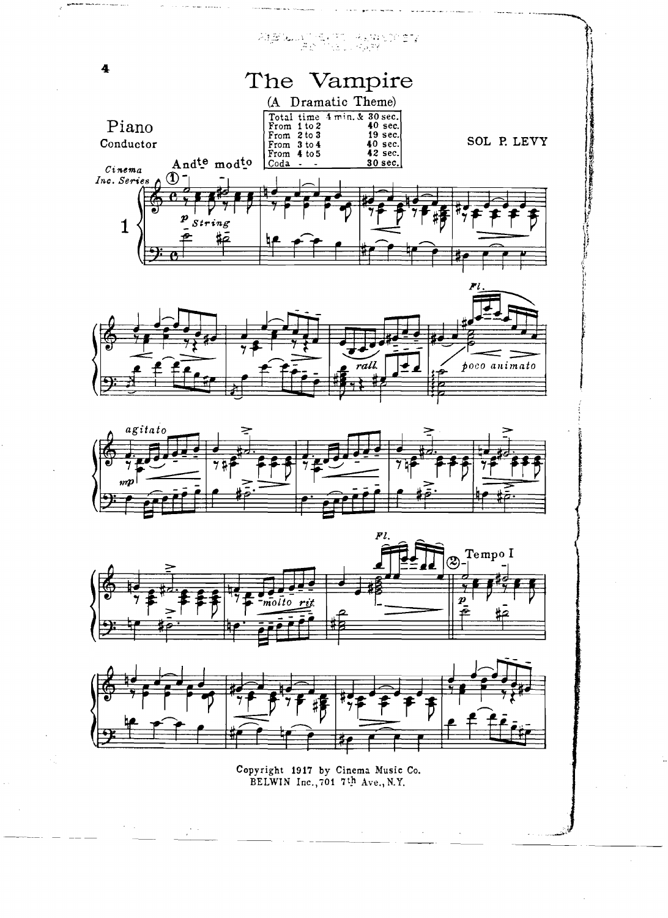# The Vampire

(A Dramatic Theme)

Piano
Conductor

SOL P. LEVY

| Total time | 4 min. & 30 sec. |
|---|---|
| From 1 to 2 | 40 sec. |
| From 2 to 3 | 19 sec. |
| From 3 to 4 | 40 sec. |
| From 4 to 5 | 42 sec. |
| Coda - - | 30 sec. |

Cinema Inc. Series

Copyright 1917 by Cinema Music Co.
BELWIN Inc., 701 7th Ave., N.Y.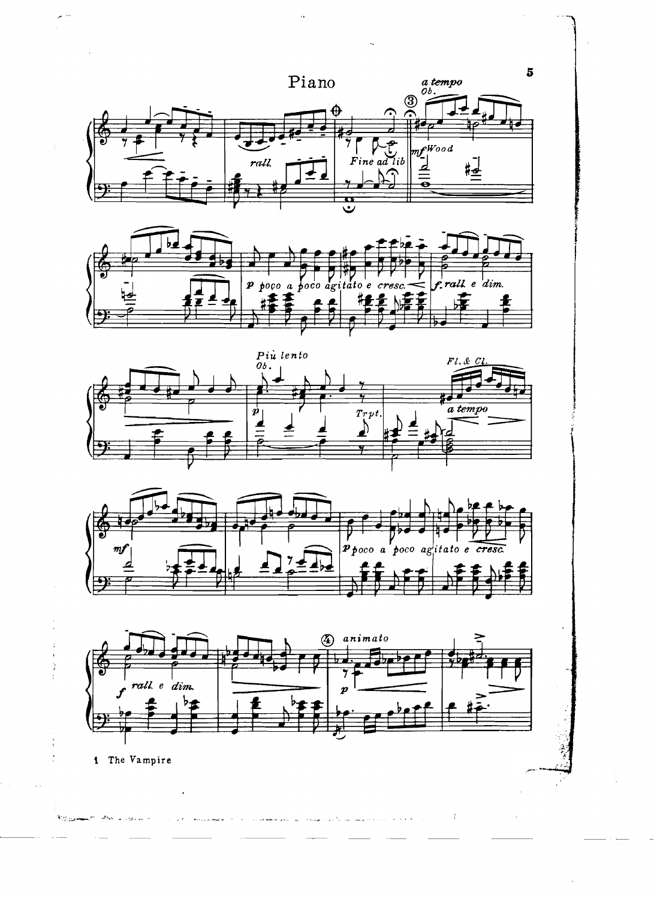1 The Vampire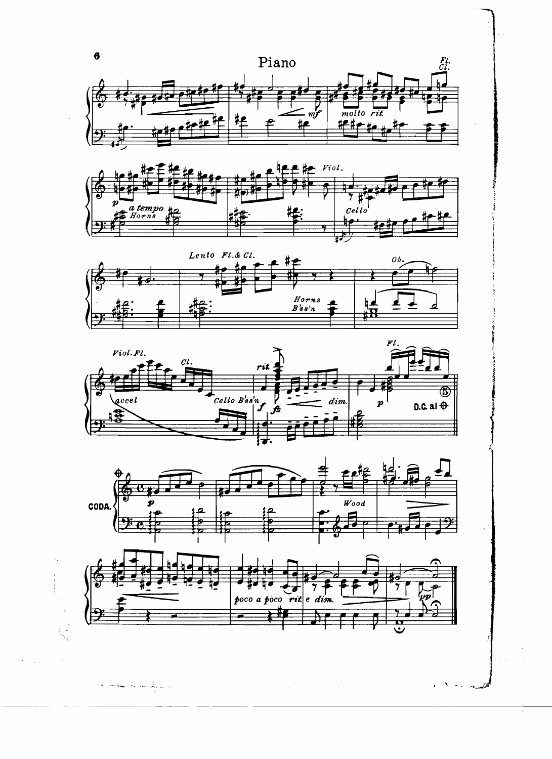# Piano